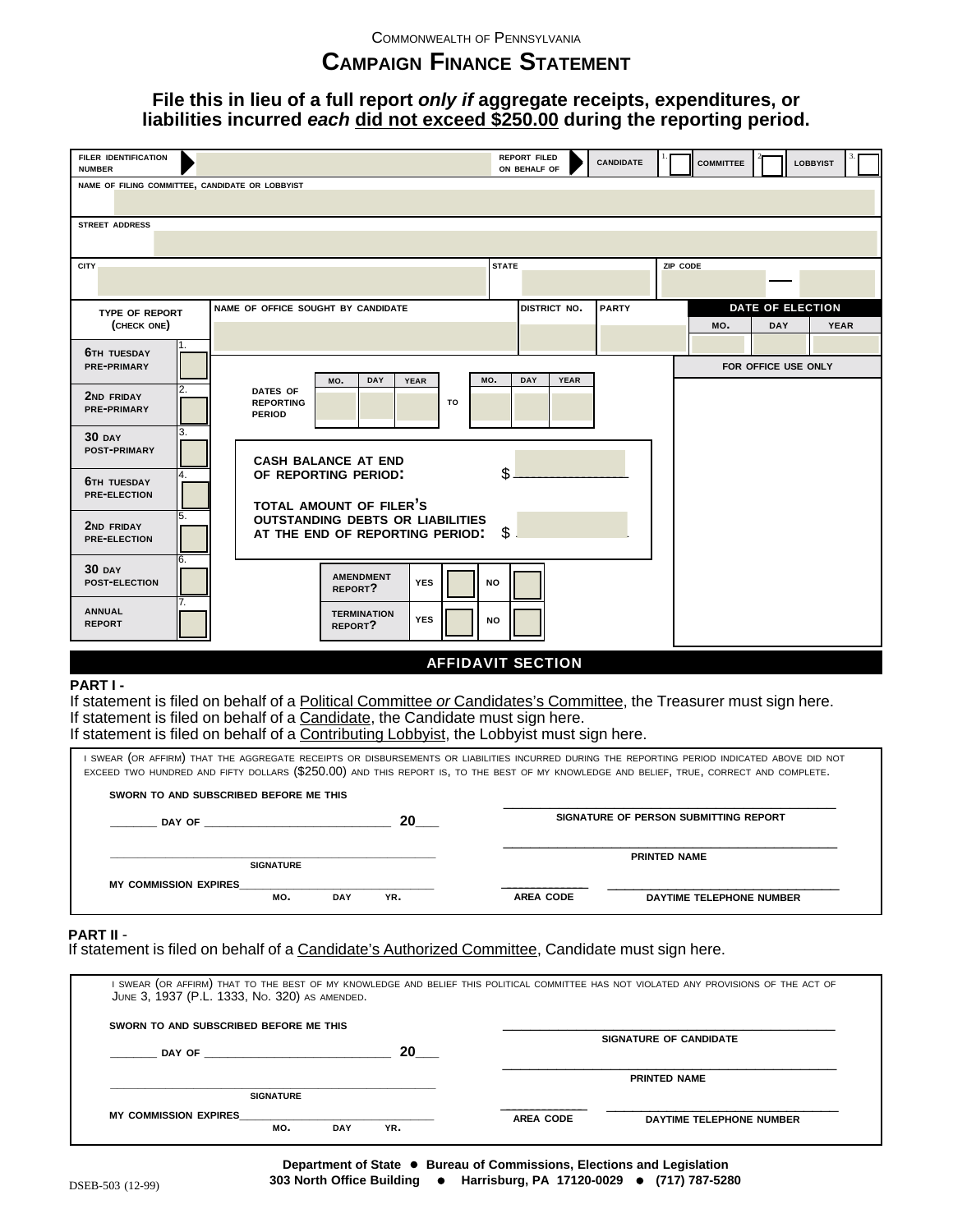COMMONWEALTH OF PENNSYLVANIA

# CAMPAIGN FINANCE STATEMENT

**File this in lieu of a full report *only if* aggregate receipts, expenditures, or liabilities incurred *each* did not exceed $250.00 during the reporting period.**

| FILER IDENTIFICATION NUMBER | | REPORT FILED ON BEHALF OF | CANDIDATE 1. ☐ | COMMITTEE 2. ☐ | LOBBYIST 3. ☐ |
|---|---|---|---|---|---|

NAME OF FILING COMMITTEE, CANDIDATE OR LOBBYIST

STREET ADDRESS

| CITY | STATE | ZIP CODE |
|---|---|---|
| | | — |

| NAME OF OFFICE SOUGHT BY CANDIDATE | DISTRICT NO. | PARTY | DATE OF ELECTION MO. | DAY | YEAR |
|---|---|---|---|---|---|
| | | | | | |

**TYPE OF REPORT (CHECK ONE)**

1. ☐ 6TH TUESDAY PRE-PRIMARY
2. ☐ 2ND FRIDAY PRE-PRIMARY
3. ☐ 30 DAY POST-PRIMARY
4. ☐ 6TH TUESDAY PRE-ELECTION
5. ☐ 2ND FRIDAY PRE-ELECTION
6. ☐ 30 DAY POST-ELECTION
7. ☐ ANNUAL REPORT

| DATES OF REPORTING PERIOD | MO. | DAY | YEAR | TO | MO. | DAY | YEAR |
|---|---|---|---|---|---|---|---|
| | | | | | | | |

**CASH BALANCE AT END OF REPORTING PERIOD:** $ ________________

**TOTAL AMOUNT OF FILER'S OUTSTANDING DEBTS OR LIABILITIES AT THE END OF REPORTING PERIOD:** $ ________________

AMENDMENT REPORT? YES ☐ NO ☐

TERMINATION REPORT? YES ☐ NO ☐

FOR OFFICE USE ONLY

## AFFIDAVIT SECTION

**PART I -**

If statement is filed on behalf of a Political Committee *or* Candidates's Committee, the Treasurer must sign here.
If statement is filed on behalf of a Candidate, the Candidate must sign here.
If statement is filed on behalf of a Contributing Lobbyist, the Lobbyist must sign here.

I SWEAR (OR AFFIRM) THAT THE AGGREGATE RECEIPTS OR DISBURSEMENTS OR LIABILITIES INCURRED DURING THE REPORTING PERIOD INDICATED ABOVE DID NOT EXCEED TWO HUNDRED AND FIFTY DOLLARS ($250.00) AND THIS REPORT IS, TO THE BEST OF MY KNOWLEDGE AND BELIEF, TRUE, CORRECT AND COMPLETE.

SWORN TO AND SUBSCRIBED BEFORE ME THIS

_______ DAY OF _____________________________ 20___

_____________________________________________
SIGNATURE OF PERSON SUBMITTING REPORT

_____________________________________________
SIGNATURE

_____________________________________________
PRINTED NAME

MY COMMISSION EXPIRES______________________________
MO. DAY YR.

____________ ______________________________
AREA CODE DAYTIME TELEPHONE NUMBER

**PART II** -

If statement is filed on behalf of a Candidate's Authorized Committee, Candidate must sign here.

I SWEAR (OR AFFIRM) THAT TO THE BEST OF MY KNOWLEDGE AND BELIEF THIS POLITICAL COMMITTEE HAS NOT VIOLATED ANY PROVISIONS OF THE ACT OF JUNE 3, 1937 (P.L. 1333, NO. 320) AS AMENDED.

SWORN TO AND SUBSCRIBED BEFORE ME THIS

_______ DAY OF _____________________________ 20___

_____________________________________________
SIGNATURE OF CANDIDATE

_____________________________________________
PRINTED NAME

_____________________________________________
SIGNATURE

MY COMMISSION EXPIRES______________________________
MO. DAY YR.

____________ ______________________________
AREA CODE DAYTIME TELEPHONE NUMBER

**Department of State • Bureau of Commissions, Elections and Legislation**
**303 North Office Building • Harrisburg, PA 17120-0029 • (717) 787-5280**

DSEB-503 (12-99)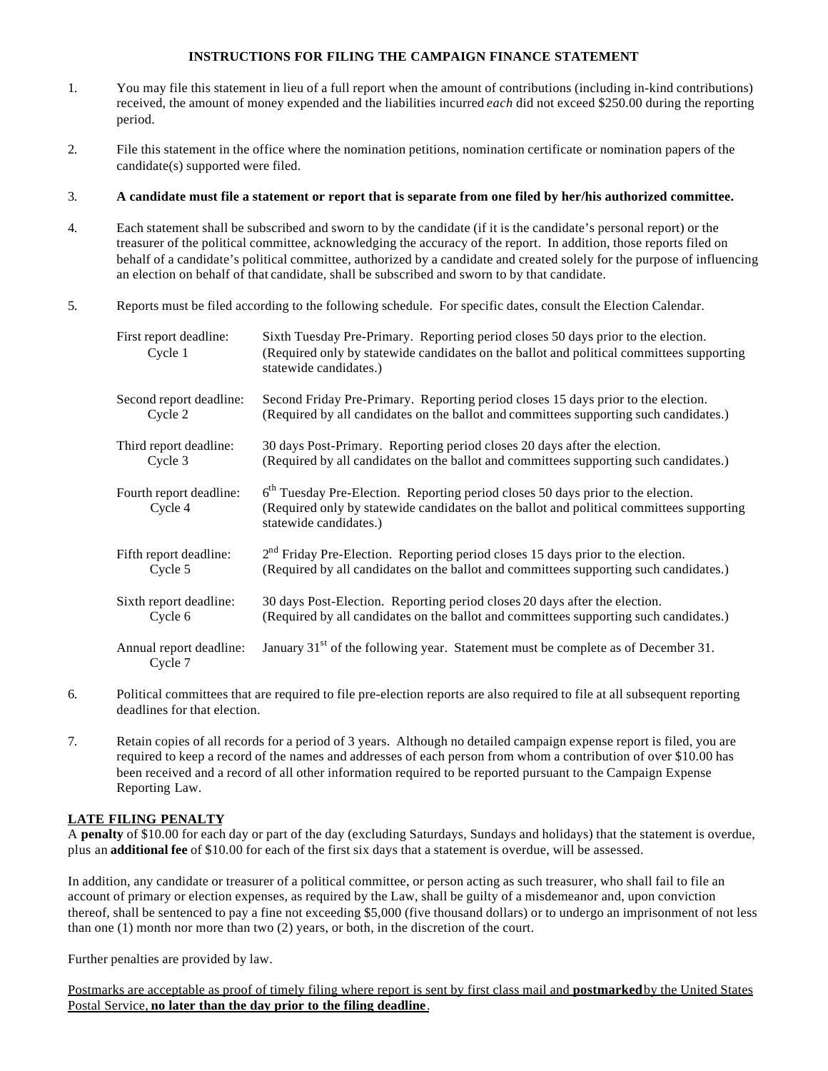## INSTRUCTIONS FOR FILING THE CAMPAIGN FINANCE STATEMENT

1. You may file this statement in lieu of a full report when the amount of contributions (including in-kind contributions) received, the amount of money expended and the liabilities incurred *each* did not exceed $250.00 during the reporting period.

2. File this statement in the office where the nomination petitions, nomination certificate or nomination papers of the candidate(s) supported were filed.

3. **A candidate must file a statement or report that is separate from one filed by her/his authorized committee.**

4. Each statement shall be subscribed and sworn to by the candidate (if it is the candidate's personal report) or the treasurer of the political committee, acknowledging the accuracy of the report. In addition, those reports filed on behalf of a candidate's political committee, authorized by a candidate and created solely for the purpose of influencing an election on behalf of that candidate, shall be subscribed and sworn to by that candidate.

5. Reports must be filed according to the following schedule. For specific dates, consult the Election Calendar.

| | |
|---|---|
| First report deadline: Cycle 1 | Sixth Tuesday Pre-Primary. Reporting period closes 50 days prior to the election. (Required only by statewide candidates on the ballot and political committees supporting statewide candidates.) |
| Second report deadline: Cycle 2 | Second Friday Pre-Primary. Reporting period closes 15 days prior to the election. (Required by all candidates on the ballot and committees supporting such candidates.) |
| Third report deadline: Cycle 3 | 30 days Post-Primary. Reporting period closes 20 days after the election. (Required by all candidates on the ballot and committees supporting such candidates.) |
| Fourth report deadline: Cycle 4 | 6th Tuesday Pre-Election. Reporting period closes 50 days prior to the election. (Required only by statewide candidates on the ballot and political committees supporting statewide candidates.) |
| Fifth report deadline: Cycle 5 | 2nd Friday Pre-Election. Reporting period closes 15 days prior to the election. (Required by all candidates on the ballot and committees supporting such candidates.) |
| Sixth report deadline: Cycle 6 | 30 days Post-Election. Reporting period closes 20 days after the election. (Required by all candidates on the ballot and committees supporting such candidates.) |
| Annual report deadline: Cycle 7 | January 31st of the following year. Statement must be complete as of December 31. |

6. Political committees that are required to file pre-election reports are also required to file at all subsequent reporting deadlines for that election.

7. Retain copies of all records for a period of 3 years. Although no detailed campaign expense report is filed, you are required to keep a record of the names and addresses of each person from whom a contribution of over $10.00 has been received and a record of all other information required to be reported pursuant to the Campaign Expense Reporting Law.

**LATE FILING PENALTY**

A **penalty** of $10.00 for each day or part of the day (excluding Saturdays, Sundays and holidays) that the statement is overdue, plus an **additional fee** of $10.00 for each of the first six days that a statement is overdue, will be assessed.

In addition, any candidate or treasurer of a political committee, or person acting as such treasurer, who shall fail to file an account of primary or election expenses, as required by the Law, shall be guilty of a misdemeanor and, upon conviction thereof, shall be sentenced to pay a fine not exceeding $5,000 (five thousand dollars) or to undergo an imprisonment of not less than one (1) month nor more than two (2) years, or both, in the discretion of the court.

Further penalties are provided by law.

Postmarks are acceptable as proof of timely filing where report is sent by first class mail and **postmarked** by the United States Postal Service, **no later than the day prior to the filing deadline**.